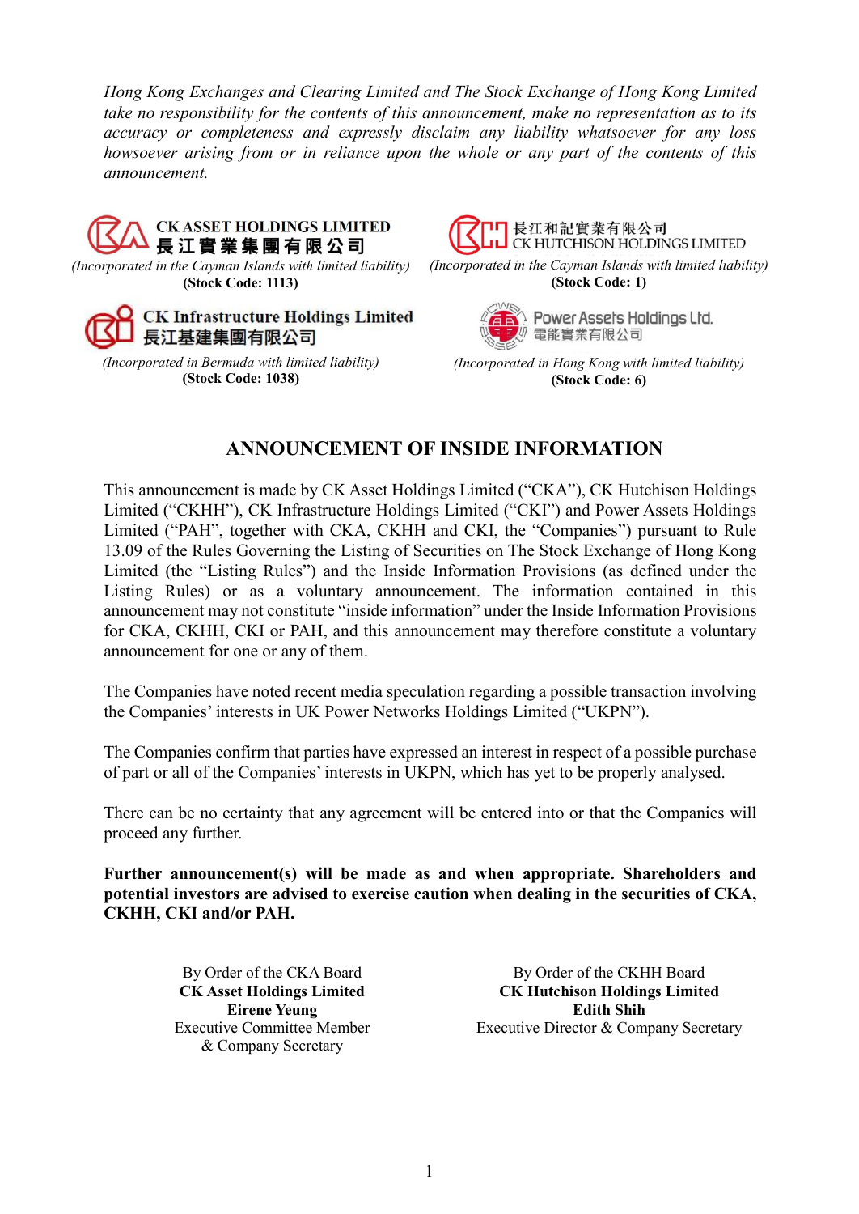*Hong Kong Exchanges and Clearing Limited and The Stock Exchange of Hong Kong Limited take no responsibility for the contents of this announcement, make no representation as to its accuracy or completeness and expressly disclaim any liability whatsoever for any loss howsoever arising from or in reliance upon the whole or any part of the contents of this announcement.*

**CK ASSET HOLDINGS LIMITED**
**長江實業集團有限公司**
*(Incorporated in the Cayman Islands with limited liability)*
**(Stock Code: 1113)**

**長江和記實業有限公司**
**CK HUTCHISON HOLDINGS LIMITED**
*(Incorporated in the Cayman Islands with limited liability)*
**(Stock Code: 1)**

**CK Infrastructure Holdings Limited**
**長江基建集團有限公司**
*(Incorporated in Bermuda with limited liability)*
**(Stock Code: 1038)**

**Power Assets Holdings Ltd.**
**電能實業有限公司**
*(Incorporated in Hong Kong with limited liability)*
**(Stock Code: 6)**

## ANNOUNCEMENT OF INSIDE INFORMATION

This announcement is made by CK Asset Holdings Limited ("CKA"), CK Hutchison Holdings Limited ("CKHH"), CK Infrastructure Holdings Limited ("CKI") and Power Assets Holdings Limited ("PAH", together with CKA, CKHH and CKI, the "Companies") pursuant to Rule 13.09 of the Rules Governing the Listing of Securities on The Stock Exchange of Hong Kong Limited (the "Listing Rules") and the Inside Information Provisions (as defined under the Listing Rules) or as a voluntary announcement. The information contained in this announcement may not constitute "inside information" under the Inside Information Provisions for CKA, CKHH, CKI or PAH, and this announcement may therefore constitute a voluntary announcement for one or any of them.

The Companies have noted recent media speculation regarding a possible transaction involving the Companies' interests in UK Power Networks Holdings Limited ("UKPN").

The Companies confirm that parties have expressed an interest in respect of a possible purchase of part or all of the Companies' interests in UKPN, which has yet to be properly analysed.

There can be no certainty that any agreement will be entered into or that the Companies will proceed any further.

**Further announcement(s) will be made as and when appropriate. Shareholders and potential investors are advised to exercise caution when dealing in the securities of CKA, CKHH, CKI and/or PAH.**

By Order of the CKA Board
**CK Asset Holdings Limited**
**Eirene Yeung**
Executive Committee Member
& Company Secretary

By Order of the CKHH Board
**CK Hutchison Holdings Limited**
**Edith Shih**
Executive Director & Company Secretary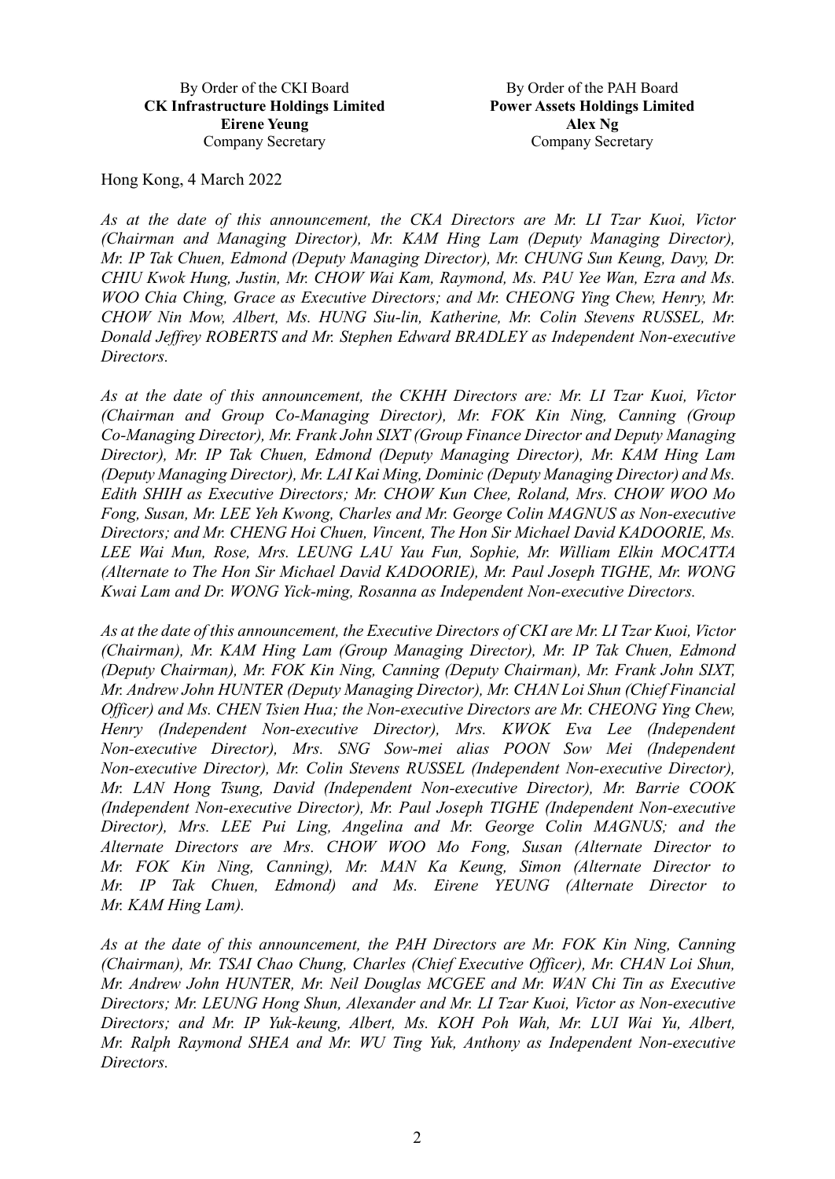By Order of the CKI Board
**CK Infrastructure Holdings Limited**
**Eirene Yeung**
Company Secretary

By Order of the PAH Board
**Power Assets Holdings Limited**
**Alex Ng**
Company Secretary

Hong Kong, 4 March 2022

*As at the date of this announcement, the CKA Directors are Mr. LI Tzar Kuoi, Victor (Chairman and Managing Director), Mr. KAM Hing Lam (Deputy Managing Director), Mr. IP Tak Chuen, Edmond (Deputy Managing Director), Mr. CHUNG Sun Keung, Davy, Dr. CHIU Kwok Hung, Justin, Mr. CHOW Wai Kam, Raymond, Ms. PAU Yee Wan, Ezra and Ms. WOO Chia Ching, Grace as Executive Directors; and Mr. CHEONG Ying Chew, Henry, Mr. CHOW Nin Mow, Albert, Ms. HUNG Siu-lin, Katherine, Mr. Colin Stevens RUSSEL, Mr. Donald Jeffrey ROBERTS and Mr. Stephen Edward BRADLEY as Independent Non-executive Directors.*

*As at the date of this announcement, the CKHH Directors are: Mr. LI Tzar Kuoi, Victor (Chairman and Group Co-Managing Director), Mr. FOK Kin Ning, Canning (Group Co-Managing Director), Mr. Frank John SIXT (Group Finance Director and Deputy Managing Director), Mr. IP Tak Chuen, Edmond (Deputy Managing Director), Mr. KAM Hing Lam (Deputy Managing Director), Mr. LAI Kai Ming, Dominic (Deputy Managing Director) and Ms. Edith SHIH as Executive Directors; Mr. CHOW Kun Chee, Roland, Mrs. CHOW WOO Mo Fong, Susan, Mr. LEE Yeh Kwong, Charles and Mr. George Colin MAGNUS as Non-executive Directors; and Mr. CHENG Hoi Chuen, Vincent, The Hon Sir Michael David KADOORIE, Ms. LEE Wai Mun, Rose, Mrs. LEUNG LAU Yau Fun, Sophie, Mr. William Elkin MOCATTA (Alternate to The Hon Sir Michael David KADOORIE), Mr. Paul Joseph TIGHE, Mr. WONG Kwai Lam and Dr. WONG Yick-ming, Rosanna as Independent Non-executive Directors.*

*As at the date of this announcement, the Executive Directors of CKI are Mr. LI Tzar Kuoi, Victor (Chairman), Mr. KAM Hing Lam (Group Managing Director), Mr. IP Tak Chuen, Edmond (Deputy Chairman), Mr. FOK Kin Ning, Canning (Deputy Chairman), Mr. Frank John SIXT, Mr. Andrew John HUNTER (Deputy Managing Director), Mr. CHAN Loi Shun (Chief Financial Officer) and Ms. CHEN Tsien Hua; the Non-executive Directors are Mr. CHEONG Ying Chew, Henry (Independent Non-executive Director), Mrs. KWOK Eva Lee (Independent Non-executive Director), Mrs. SNG Sow-mei alias POON Sow Mei (Independent Non-executive Director), Mr. Colin Stevens RUSSEL (Independent Non-executive Director), Mr. LAN Hong Tsung, David (Independent Non-executive Director), Mr. Barrie COOK (Independent Non-executive Director), Mr. Paul Joseph TIGHE (Independent Non-executive Director), Mrs. LEE Pui Ling, Angelina and Mr. George Colin MAGNUS; and the Alternate Directors are Mrs. CHOW WOO Mo Fong, Susan (Alternate Director to Mr. FOK Kin Ning, Canning), Mr. MAN Ka Keung, Simon (Alternate Director to Mr. IP Tak Chuen, Edmond) and Ms. Eirene YEUNG (Alternate Director to Mr. KAM Hing Lam).*

*As at the date of this announcement, the PAH Directors are Mr. FOK Kin Ning, Canning (Chairman), Mr. TSAI Chao Chung, Charles (Chief Executive Officer), Mr. CHAN Loi Shun, Mr. Andrew John HUNTER, Mr. Neil Douglas MCGEE and Mr. WAN Chi Tin as Executive Directors; Mr. LEUNG Hong Shun, Alexander and Mr. LI Tzar Kuoi, Victor as Non-executive Directors; and Mr. IP Yuk-keung, Albert, Ms. KOH Poh Wah, Mr. LUI Wai Yu, Albert, Mr. Ralph Raymond SHEA and Mr. WU Ting Yuk, Anthony as Independent Non-executive Directors.*